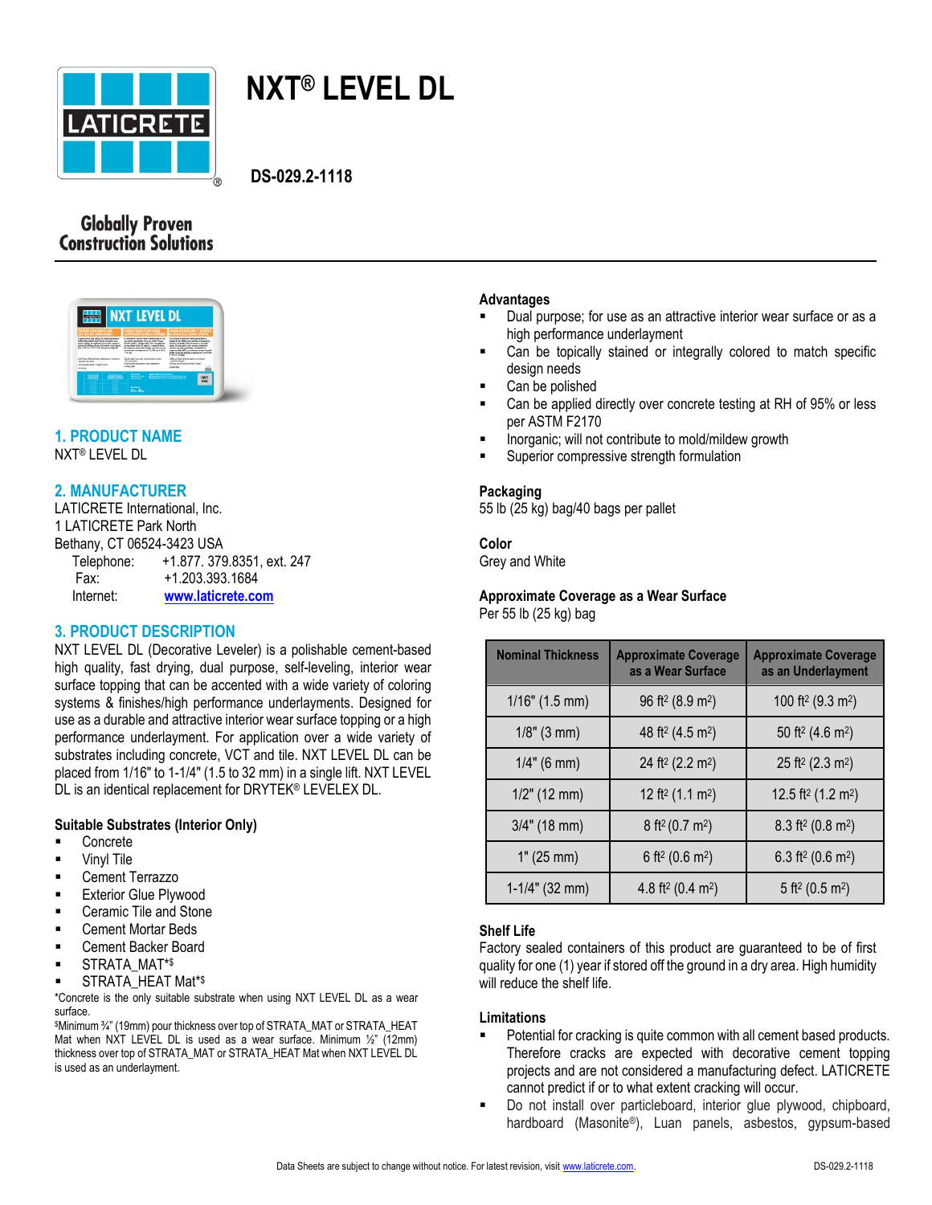# NXT® LEVEL DL

**DS-029.2-1118**

Globally Proven Construction Solutions

## 1. PRODUCT NAME

NXT® LEVEL DL

## 2. MANUFACTURER

LATICRETE International, Inc.
1 LATICRETE Park North
Bethany, CT 06524-3423 USA

Telephone: +1.877. 379.8351, ext. 247
Fax: +1.203.393.1684
Internet: www.laticrete.com

## 3. PRODUCT DESCRIPTION

NXT LEVEL DL (Decorative Leveler) is a polishable cement-based high quality, fast drying, dual purpose, self-leveling, interior wear surface topping that can be accented with a wide variety of coloring systems & finishes/high performance underlayments. Designed for use as a durable and attractive interior wear surface topping or a high performance underlayment. For application over a wide variety of substrates including concrete, VCT and tile. NXT LEVEL DL can be placed from 1/16" to 1-1/4" (1.5 to 32 mm) in a single lift. NXT LEVEL DL is an identical replacement for DRYTEK® LEVELEX DL.

### Suitable Substrates (Interior Only)

- Concrete
- Vinyl Tile
- Cement Terrazzo
- Exterior Glue Plywood
- Ceramic Tile and Stone
- Cement Mortar Beds
- Cement Backer Board
- STRATA_MAT*$
- STRATA_HEAT Mat*$

*Concrete is the only suitable substrate when using NXT LEVEL DL as a wear surface.

$Minimum ¾" (19mm) pour thickness over top of STRATA_MAT or STRATA_HEAT Mat when NXT LEVEL DL is used as a wear surface. Minimum ½" (12mm) thickness over top of STRATA_MAT or STRATA_HEAT Mat when NXT LEVEL DL is used as an underlayment.

### Advantages

- Dual purpose; for use as an attractive interior wear surface or as a high performance underlayment
- Can be topically stained or integrally colored to match specific design needs
- Can be polished
- Can be applied directly over concrete testing at RH of 95% or less per ASTM F2170
- Inorganic; will not contribute to mold/mildew growth
- Superior compressive strength formulation

### Packaging

55 lb (25 kg) bag/40 bags per pallet

### Color

Grey and White

### Approximate Coverage as a Wear Surface

Per 55 lb (25 kg) bag

| Nominal Thickness | Approximate Coverage as a Wear Surface | Approximate Coverage as an Underlayment |
|---|---|---|
| 1/16" (1.5 mm) | 96 ft² (8.9 m²) | 100 ft² (9.3 m²) |
| 1/8" (3 mm) | 48 ft² (4.5 m²) | 50 ft² (4.6 m²) |
| 1/4" (6 mm) | 24 ft² (2.2 m²) | 25 ft² (2.3 m²) |
| 1/2" (12 mm) | 12 ft² (1.1 m²) | 12.5 ft² (1.2 m²) |
| 3/4" (18 mm) | 8 ft² (0.7 m²) | 8.3 ft² (0.8 m²) |
| 1" (25 mm) | 6 ft² (0.6 m²) | 6.3 ft² (0.6 m²) |
| 1-1/4" (32 mm) | 4.8 ft² (0.4 m²) | 5 ft² (0.5 m²) |

### Shelf Life

Factory sealed containers of this product are guaranteed to be of first quality for one (1) year if stored off the ground in a dry area. High humidity will reduce the shelf life.

### Limitations

- Potential for cracking is quite common with all cement based products. Therefore cracks are expected with decorative cement topping projects and are not considered a manufacturing defect. LATICRETE cannot predict if or to what extent cracking will occur.
- Do not install over particleboard, interior glue plywood, chipboard, hardboard (Masonite®), Luan panels, asbestos, gypsum-based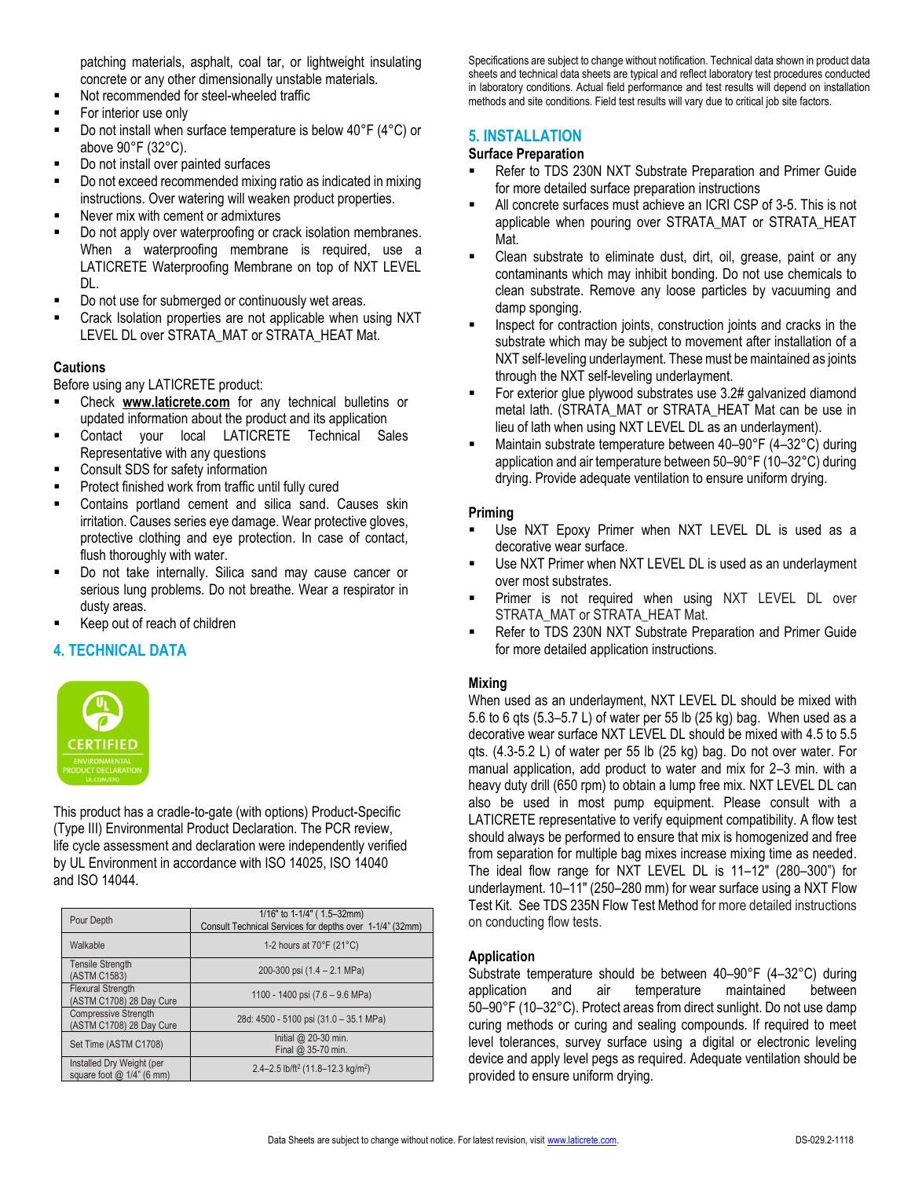patching materials, asphalt, coal tar, or lightweight insulating concrete or any other dimensionally unstable materials.

- Not recommended for steel-wheeled traffic
- For interior use only
- Do not install when surface temperature is below 40°F (4°C) or above 90°F (32°C).
- Do not install over painted surfaces
- Do not exceed recommended mixing ratio as indicated in mixing instructions. Over watering will weaken product properties.
- Never mix with cement or admixtures
- Do not apply over waterproofing or crack isolation membranes. When a waterproofing membrane is required, use a LATICRETE Waterproofing Membrane on top of NXT LEVEL DL.
- Do not use for submerged or continuously wet areas.
- Crack Isolation properties are not applicable when using NXT LEVEL DL over STRATA_MAT or STRATA_HEAT Mat.

### Cautions

Before using any LATICRETE product:

- Check **www.laticrete.com** for any technical bulletins or updated information about the product and its application
- Contact your local LATICRETE Technical Sales Representative with any questions
- Consult SDS for safety information
- Protect finished work from traffic until fully cured
- Contains portland cement and silica sand. Causes skin irritation. Causes series eye damage. Wear protective gloves, protective clothing and eye protection. In case of contact, flush thoroughly with water.
- Do not take internally. Silica sand may cause cancer or serious lung problems. Do not breathe. Wear a respirator in dusty areas.
- Keep out of reach of children

## 4. TECHNICAL DATA

This product has a cradle-to-gate (with options) Product-Specific (Type III) Environmental Product Declaration. The PCR review, life cycle assessment and declaration were independently verified by UL Environment in accordance with ISO 14025, ISO 14040 and ISO 14044.

| Pour Depth | 1/16" to 1-1/4" ( 1.5–32mm) Consult Technical Services for depths over 1-1/4" (32mm) |
|---|---|
| Walkable | 1-2 hours at 70°F (21°C) |
| Tensile Strength (ASTM C1583) | 200-300 psi (1.4 – 2.1 MPa) |
| Flexural Strength (ASTM C1708) 28 Day Cure | 1100 - 1400 psi (7.6 – 9.6 MPa) |
| Compressive Strength (ASTM C1708) 28 Day Cure | 28d: 4500 - 5100 psi (31.0 – 35.1 MPa) |
| Set Time (ASTM C1708) | Initial @ 20-30 min. Final @ 35-70 min. |
| Installed Dry Weight (per square foot @ 1/4" (6 mm) | 2.4–2.5 lb/ft² (11.8–12.3 kg/m²) |

Specifications are subject to change without notification. Technical data shown in product data sheets and technical data sheets are typical and reflect laboratory test procedures conducted in laboratory conditions. Actual field performance and test results will depend on installation methods and site conditions. Field test results will vary due to critical job site factors.

## 5. INSTALLATION

### Surface Preparation

- Refer to TDS 230N NXT Substrate Preparation and Primer Guide for more detailed surface preparation instructions
- All concrete surfaces must achieve an ICRI CSP of 3-5. This is not applicable when pouring over STRATA_MAT or STRATA_HEAT Mat.
- Clean substrate to eliminate dust, dirt, oil, grease, paint or any contaminants which may inhibit bonding. Do not use chemicals to clean substrate. Remove any loose particles by vacuuming and damp sponging.
- Inspect for contraction joints, construction joints and cracks in the substrate which may be subject to movement after installation of a NXT self-leveling underlayment. These must be maintained as joints through the NXT self-leveling underlayment.
- For exterior glue plywood substrates use 3.2# galvanized diamond metal lath. (STRATA_MAT or STRATA_HEAT Mat can be use in lieu of lath when using NXT LEVEL DL as an underlayment).
- Maintain substrate temperature between 40–90°F (4–32°C) during application and air temperature between 50–90°F (10–32°C) during drying. Provide adequate ventilation to ensure uniform drying.

### Priming

- Use NXT Epoxy Primer when NXT LEVEL DL is used as a decorative wear surface.
- Use NXT Primer when NXT LEVEL DL is used as an underlayment over most substrates.
- Primer is not required when using NXT LEVEL DL over STRATA_MAT or STRATA_HEAT Mat.
- Refer to TDS 230N NXT Substrate Preparation and Primer Guide for more detailed application instructions.

### Mixing

When used as an underlayment, NXT LEVEL DL should be mixed with 5.6 to 6 qts (5.3–5.7 L) of water per 55 lb (25 kg) bag. When used as a decorative wear surface NXT LEVEL DL should be mixed with 4.5 to 5.5 qts. (4.3-5.2 L) of water per 55 lb (25 kg) bag. Do not over water. For manual application, add product to water and mix for 2–3 min. with a heavy duty drill (650 rpm) to obtain a lump free mix. NXT LEVEL DL can also be used in most pump equipment. Please consult with a LATICRETE representative to verify equipment compatibility. A flow test should always be performed to ensure that mix is homogenized and free from separation for multiple bag mixes increase mixing time as needed. The ideal flow range for NXT LEVEL DL is 11–12" (280–300") for underlayment. 10–11" (250–280 mm) for wear surface using a NXT Flow Test Kit. See TDS 235N Flow Test Method for more detailed instructions on conducting flow tests.

### Application

Substrate temperature should be between 40–90°F (4–32°C) during application and air temperature maintained between 50–90°F (10–32°C). Protect areas from direct sunlight. Do not use damp curing methods or curing and sealing compounds. If required to meet level tolerances, survey surface using a digital or electronic leveling device and apply level pegs as required. Adequate ventilation should be provided to ensure uniform drying.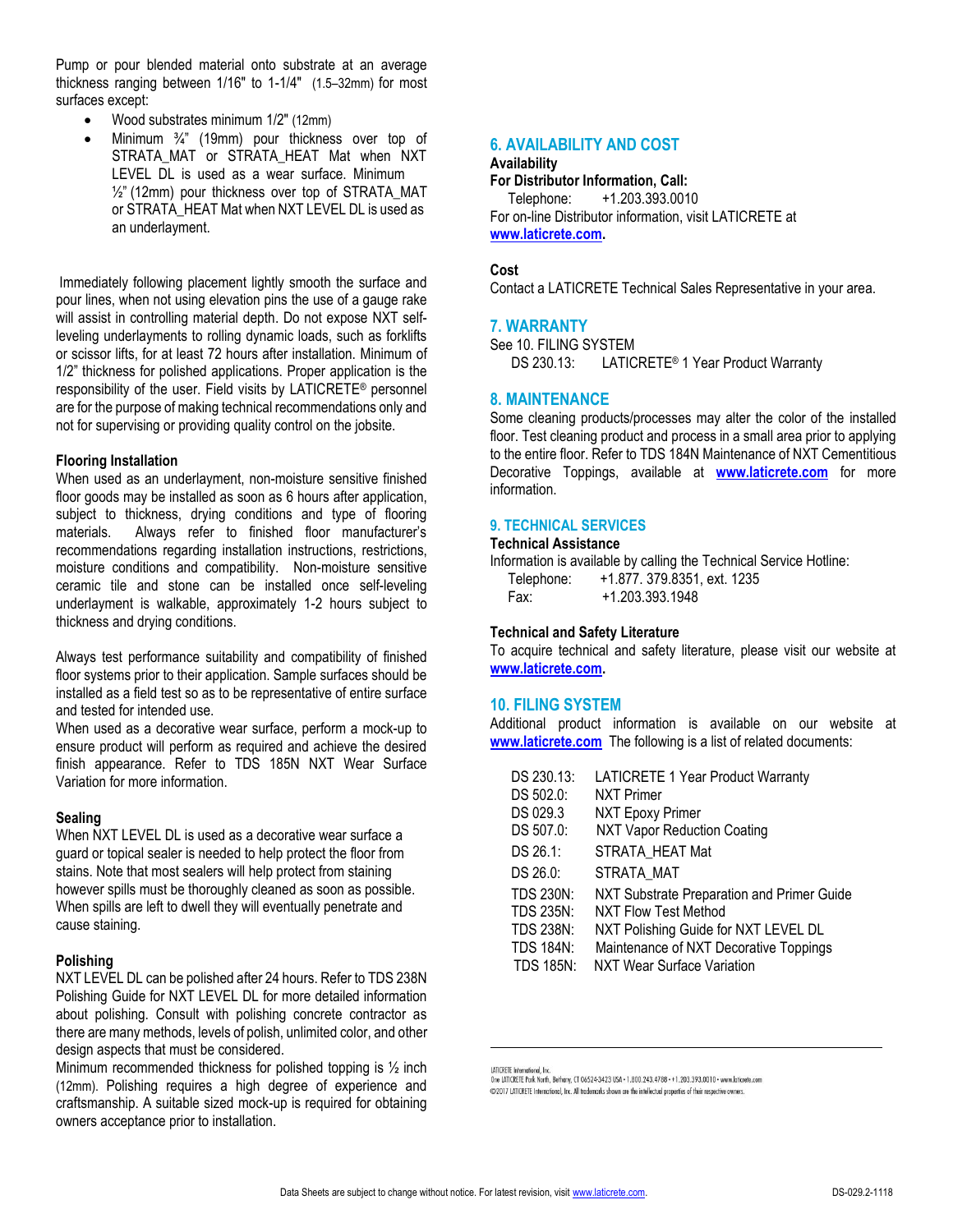Pump or pour blended material onto substrate at an average thickness ranging between 1/16" to 1-1/4" (1.5–32mm) for most surfaces except:

- Wood substrates minimum 1/2" (12mm)
- Minimum ¾" (19mm) pour thickness over top of STRATA_MAT or STRATA_HEAT Mat when NXT LEVEL DL is used as a wear surface. Minimum ½" (12mm) pour thickness over top of STRATA_MAT or STRATA_HEAT Mat when NXT LEVEL DL is used as an underlayment.

Immediately following placement lightly smooth the surface and pour lines, when not using elevation pins the use of a gauge rake will assist in controlling material depth. Do not expose NXT self-leveling underlayments to rolling dynamic loads, such as forklifts or scissor lifts, for at least 72 hours after installation. Minimum of 1/2" thickness for polished applications. Proper application is the responsibility of the user. Field visits by LATICRETE® personnel are for the purpose of making technical recommendations only and not for supervising or providing quality control on the jobsite.

**Flooring Installation**

When used as an underlayment, non-moisture sensitive finished floor goods may be installed as soon as 6 hours after application, subject to thickness, drying conditions and type of flooring materials. Always refer to finished floor manufacturer's recommendations regarding installation instructions, restrictions, moisture conditions and compatibility. Non-moisture sensitive ceramic tile and stone can be installed once self-leveling underlayment is walkable, approximately 1-2 hours subject to thickness and drying conditions.

Always test performance suitability and compatibility of finished floor systems prior to their application. Sample surfaces should be installed as a field test so as to be representative of entire surface and tested for intended use.

When used as a decorative wear surface, perform a mock-up to ensure product will perform as required and achieve the desired finish appearance. Refer to TDS 185N NXT Wear Surface Variation for more information.

**Sealing**

When NXT LEVEL DL is used as a decorative wear surface a guard or topical sealer is needed to help protect the floor from stains. Note that most sealers will help protect from staining however spills must be thoroughly cleaned as soon as possible. When spills are left to dwell they will eventually penetrate and cause staining.

**Polishing**

NXT LEVEL DL can be polished after 24 hours. Refer to TDS 238N Polishing Guide for NXT LEVEL DL for more detailed information about polishing. Consult with polishing concrete contractor as there are many methods, levels of polish, unlimited color, and other design aspects that must be considered.

Minimum recommended thickness for polished topping is ½ inch (12mm). Polishing requires a high degree of experience and craftsmanship. A suitable sized mock-up is required for obtaining owners acceptance prior to installation.

## 6. AVAILABILITY AND COST

**Availability**

**For Distributor Information, Call:**

Telephone: +1.203.393.0010

For on-line Distributor information, visit LATICRETE at **www.laticrete.com**.

**Cost**

Contact a LATICRETE Technical Sales Representative in your area.

## 7. WARRANTY

See 10. FILING SYSTEM

DS 230.13: LATICRETE® 1 Year Product Warranty

## 8. MAINTENANCE

Some cleaning products/processes may alter the color of the installed floor. Test cleaning product and process in a small area prior to applying to the entire floor. Refer to TDS 184N Maintenance of NXT Cementitious Decorative Toppings, available at **www.laticrete.com** for more information.

## 9. TECHNICAL SERVICES

**Technical Assistance**

Information is available by calling the Technical Service Hotline:

Telephone: +1.877. 379.8351, ext. 1235
Fax: +1.203.393.1948

**Technical and Safety Literature**

To acquire technical and safety literature, please visit our website at **www.laticrete.com**.

## 10. FILING SYSTEM

Additional product information is available on our website at **www.laticrete.com** The following is a list of related documents:

| | |
|---|---|
| DS 230.13: | LATICRETE 1 Year Product Warranty |
| DS 502.0: | NXT Primer |
| DS 029.3 | NXT Epoxy Primer |
| DS 507.0: | NXT Vapor Reduction Coating |
| DS 26.1: | STRATA_HEAT Mat |
| DS 26.0: | STRATA_MAT |
| TDS 230N: | NXT Substrate Preparation and Primer Guide |
| TDS 235N: | NXT Flow Test Method |
| TDS 238N: | NXT Polishing Guide for NXT LEVEL DL |
| TDS 184N: | Maintenance of NXT Decorative Toppings |
| TDS 185N: | NXT Wear Surface Variation |

LATICRETE International, Inc.
One LATICRETE Park North, Bethany, CT 06524-3423 USA • 1.800.243.4788 • +1.203.393.0010 • www.laticrete.com
©2017 LATICRETE International, Inc. All trademarks shown are the intellectual properties of their respective owners.

Data Sheets are subject to change without notice. For latest revision, visit www.laticrete.com.